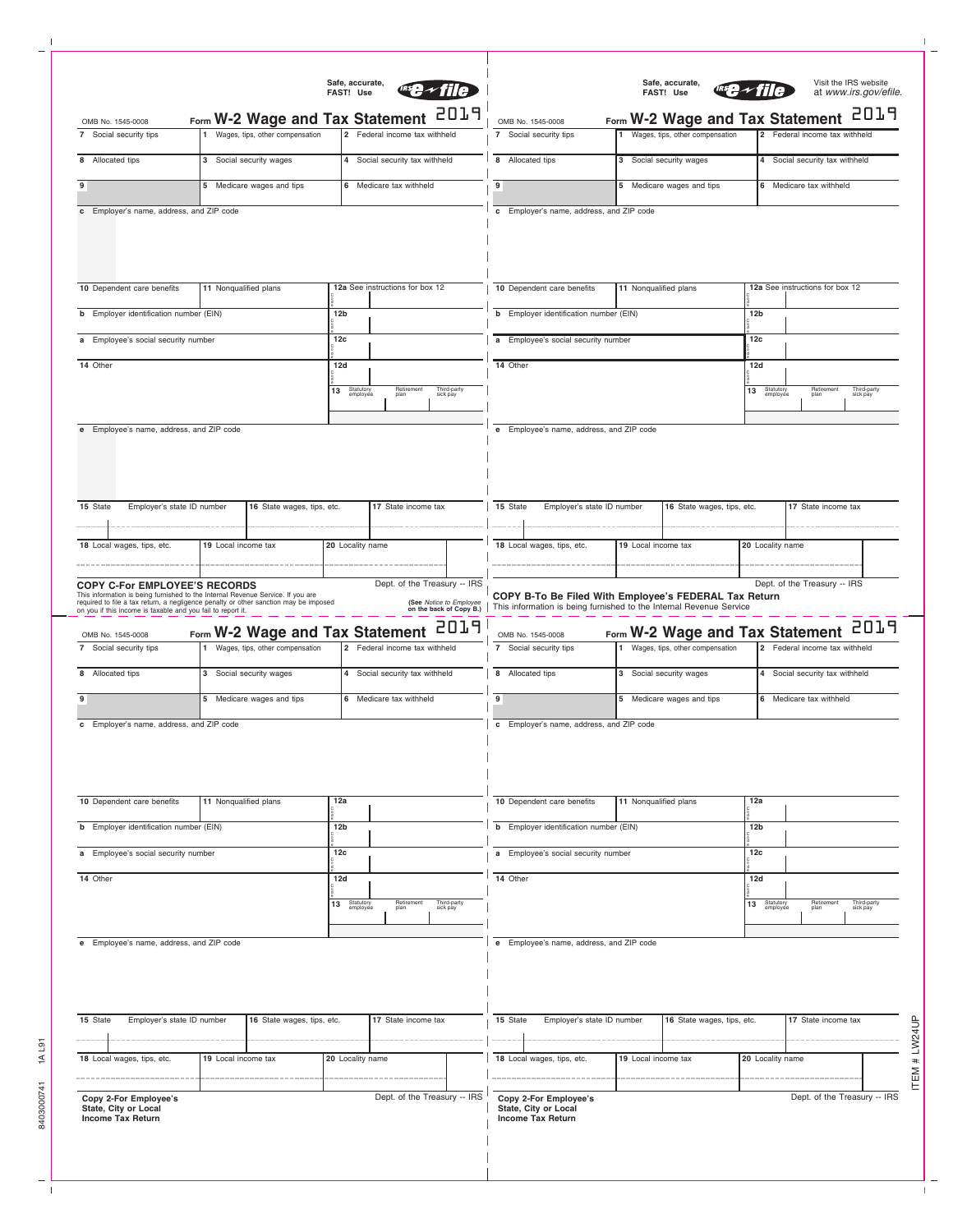## Form W-2 Wage and Tax Statement 2019

Safe, accurate, FAST! Use IRS e-file

OMB No. 1545-0008

| 7 Social security tips | 1 Wages, tips, other compensation | 2 Federal income tax withheld |
|---|---|---|
| 8 Allocated tips | 3 Social security wages | 4 Social security tax withheld |
| 9 | 5 Medicare wages and tips | 6 Medicare tax withheld |

c Employer's name, address, and ZIP code

| 10 Dependent care benefits | 11 Nonqualified plans | 12a See instructions for box 12 |
|---|---|---|
| b Employer identification number (EIN) | | 12b |
| a Employee's social security number | | 12c |
| 14 Other | | 12d |
| | | 13 Statutory employee / Retirement plan / Third-party sick pay |

e Employee's name, address, and ZIP code

| 15 State | Employer's state ID number | 16 State wages, tips, etc. | 17 State income tax |
|---|---|---|---|
| | | | |

| 18 Local wages, tips, etc. | 19 Local income tax | 20 Locality name |
|---|---|---|
| | | |

**COPY C-For EMPLOYEE'S RECORDS**

Dept. of the Treasury -- IRS

This information is being furnished to the Internal Revenue Service. If you are required to file a tax return, a negligence penalty or other sanction may be imposed on you if this income is taxable and you fail to report it.

**(See** *Notice to Employee* **on the back of Copy B.)**

---

## Form W-2 Wage and Tax Statement 2019

Safe, accurate, FAST! Use IRS e-file

Visit the IRS website at *www.irs.gov/efile.*

OMB No. 1545-0008

| 7 Social security tips | 1 Wages, tips, other compensation | 2 Federal income tax withheld |
|---|---|---|
| 8 Allocated tips | 3 Social security wages | 4 Social security tax withheld |
| 9 | 5 Medicare wages and tips | 6 Medicare tax withheld |

c Employer's name, address, and ZIP code

| 10 Dependent care benefits | 11 Nonqualified plans | 12a See instructions for box 12 |
|---|---|---|
| b Employer identification number (EIN) | | 12b |
| a Employee's social security number | | 12c |
| 14 Other | | 12d |
| | | 13 Statutory employee / Retirement plan / Third-party sick pay |

e Employee's name, address, and ZIP code

| 15 State | Employer's state ID number | 16 State wages, tips, etc. | 17 State income tax |
|---|---|---|---|
| | | | |

| 18 Local wages, tips, etc. | 19 Local income tax | 20 Locality name |
|---|---|---|
| | | |

Dept. of the Treasury -- IRS

**COPY B-To Be Filed With Employee's FEDERAL Tax Return**

This information is being furnished to the Internal Revenue Service

---

## Form W-2 Wage and Tax Statement 2019

OMB No. 1545-0008

| 7 Social security tips | 1 Wages, tips, other compensation | 2 Federal income tax withheld |
|---|---|---|
| 8 Allocated tips | 3 Social security wages | 4 Social security tax withheld |
| 9 | 5 Medicare wages and tips | 6 Medicare tax withheld |

c Employer's name, address, and ZIP code

| 10 Dependent care benefits | 11 Nonqualified plans | 12a |
|---|---|---|
| b Employer identification number (EIN) | | 12b |
| a Employee's social security number | | 12c |
| 14 Other | | 12d |
| | | 13 Statutory employee / Retirement plan / Third-party sick pay |

e Employee's name, address, and ZIP code

| 15 State | Employer's state ID number | 16 State wages, tips, etc. | 17 State income tax |
|---|---|---|---|
| | | | |

| 18 Local wages, tips, etc. | 19 Local income tax | 20 Locality name |
|---|---|---|
| | | |

**Copy 2-For Employee's State, City or Local Income Tax Return**

Dept. of the Treasury -- IRS

---

## Form W-2 Wage and Tax Statement 2019

OMB No. 1545-0008

| 7 Social security tips | 1 Wages, tips, other compensation | 2 Federal income tax withheld |
|---|---|---|
| 8 Allocated tips | 3 Social security wages | 4 Social security tax withheld |
| 9 | 5 Medicare wages and tips | 6 Medicare tax withheld |

c Employer's name, address, and ZIP code

| 10 Dependent care benefits | 11 Nonqualified plans | 12a |
|---|---|---|
| b Employer identification number (EIN) | | 12b |
| a Employee's social security number | | 12c |
| 14 Other | | 12d |
| | | 13 Statutory employee / Retirement plan / Third-party sick pay |

e Employee's name, address, and ZIP code

| 15 State | Employer's state ID number | 16 State wages, tips, etc. | 17 State income tax |
|---|---|---|---|
| | | | |

| 18 Local wages, tips, etc. | 19 Local income tax | 20 Locality name |
|---|---|---|
| | | |

**Copy 2-For Employee's State, City or Local Income Tax Return**

Dept. of the Treasury -- IRS

8403000741 1A L91

ITEM # LW24UP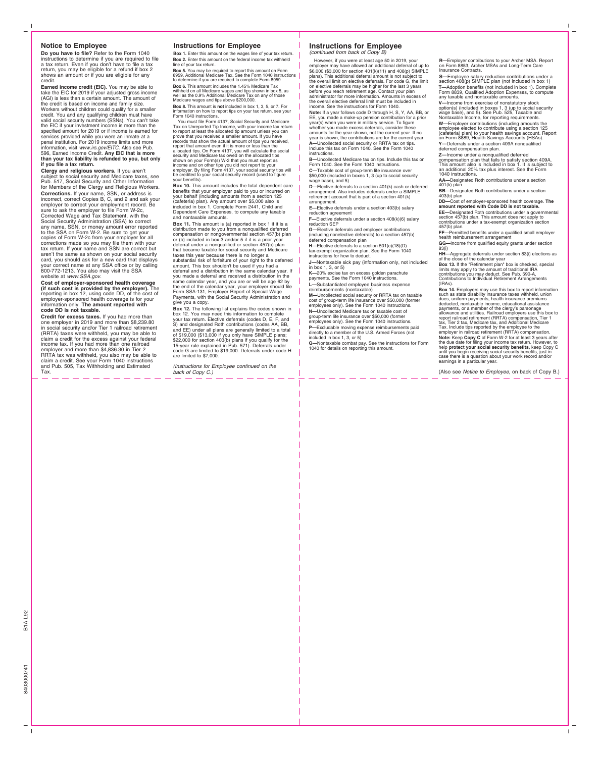## Notice to Employee

**Do you have to file?** Refer to the Form 1040 instructions to determine if you are required to file a tax return. Even if you don't have to file a tax return, you may be eligible for a refund if box 2 shows an amount or if you are eligible for any credit.

**Earned income credit (EIC).** You may be able to take the EIC for 2019 if your adjusted gross income (AGI) is less than a certain amount. The amount of the credit is based on income and family size. Workers without children could qualify for a smaller credit. You and any qualifying children must have valid social security numbers (SSNs). You can't take the EIC if your investment income is more than the specified amount for 2019 or if income is earned for services provided while you were an inmate at a penal institution. For 2019 income limits and more information, visit *www.irs.gov/EITC*. Also see Pub. 596, Earned Income Credit. **Any EIC that is more than your tax liability is refunded to you, but only if you file a tax return.**

**Clergy and religious workers.** If you aren't subject to social security and Medicare taxes, see Pub. 517, Social Security and Other Information for Members of the Clergy and Religious Workers.

**Corrections.** If your name, SSN, or address is incorrect, correct Copies B, C, and 2 and ask your employer to correct your employment record. Be sure to ask the employer to file Form W-2c, Corrected Wage and Tax Statement, with the Social Security Administration (SSA) to correct any name, SSN, or money amount error reported to the SSA on Form W-2. Be sure to get your copies of Form W-2c from your employer for all corrections made so you may file them with your tax return. If your name and SSN are correct but aren't the same as shown on your social security card, you should ask for a new card that displays your correct name at any SSA office or by calling 800-772-1213. You also may visit the SSA website at *www.SSA.gov*.

**Cost of employer-sponsored health coverage (if such cost is provided by the employer).** The reporting in box 12, using code DD, of the cost of employer-sponsored health coverage is for your information only. **The amount reported with code DD is not taxable.**

**Credit for excess taxes.** If you had more than one employer in 2019 and more than $8,239.80 in social security and/or Tier 1 railroad retirement (RRTA) taxes were withheld, you may be able to claim a credit for the excess against your federal income tax. If you had more than one railroad employer and more than $4,836.30 in Tier 2 RRTA tax was withheld, you also may be able to claim a credit. See your Form 1040 instructions and Pub. 505, Tax Withholding and Estimated Tax.

## Instructions for Employee

**Box 1.** Enter this amount on the wages line of your tax return.

**Box 2.** Enter this amount on the federal income tax withheld line of your tax return.

**Box 5.** You may be required to report this amount on Form 8959, Additional Medicare Tax. See the Form 1040 instructions to determine if you are required to complete Form 8959.

**Box 6.** This amount includes the 1.45% Medicare Tax withheld on all Medicare wages and tips shown in box 5, as well as the 0.9% Additional Medicare Tax on any of those Medicare wages and tips above $200,000.

**Box 8.** This amount is **not** included in box 1, 3, 5, or 7. For information on how to report tips on your tax return, see your Form 1040 instructions.

You must file Form 4137, Social Security and Medicare Tax on Unreported Tip Income, with your income tax return to report at least the allocated tip amount unless you can prove that you received a smaller amount. If you have records that show the actual amount of tips you received, report that amount even if it is more or less than the allocated tips. On Form 4137, you will calculate the social security and Medicare tax owed on the allocated tips shown on your Form(s) W-2 that you must report as income and on other tips you did not report to your employer. By filing Form 4137, your social security tips will be credited to your social security record (used to figure your benefits).

**Box 10.** This amount includes the total dependent care benefits that your employer paid to you or incurred on your behalf (including amounts from a section 125 (cafeteria) plan). Any amount over $5,000 also is included in box 1. Complete Form 2441, Child and Dependent Care Expenses, to compute any taxable and nontaxable amounts.

**Box 11.** This amount is (a) reported in box 1 if it is a distribution made to you from a nonqualified deferred compensation or nongovernmental section 457(b) plan or (b) included in box 3 and/or 5 if it is a prior year deferral under a nonqualified or section 457(b) plan that became taxable for social security and Medicare taxes this year because there is no longer a substantial risk of forfeiture of your right to the deferred amount. This box shouldn't be used if you had a deferral and a distribution in the same calendar year. If you made a deferral and received a distribution in the same calendar year, and you are or will be age 62 by the end of the calendar year, your employer should file Form SSA-131, Employer Report of Special Wage Payments, with the Social Security Administration and give you a copy.

**Box 12.** The following list explains the codes shown in box 12. You may need this information to complete your tax return. Elective deferrals (codes D, E, F, and S) and designated Roth contributions (codes AA, BB, and EE) under all plans are generally limited to a total of $19,000 ($13,000 if you only have SIMPLE plans; $22,000 for section 403(b) plans if you qualify for the 15-year rule explained in Pub. 571). Deferrals under code G are limited to $19,000. Deferrals under code H are limited to $7,000.

*(Instructions for Employee continued on the back of Copy C.)*

## Instructions for Employee

*(continued from back of Copy B)*

However, if you were at least age 50 in 2019, your employer may have allowed an additional deferral of up to $6,000 ($3,000 for section 401(k)(11) and 408(p) SIMPLE plans). This additional deferral amount is not subject to the overall limit on elective deferrals. For code G, the limit on elective deferrals may be higher for the last 3 years before you reach retirement age. Contact your plan administrator for more information. Amounts in excess of the overall elective deferral limit must be included in income. See the instructions for Form 1040.

**Note:** If a year follows code D through H, S, Y, AA, BB, or EE, you made a make-up pension contribution for a prior year(s) when you were in military service. To figure whether you made excess deferrals, consider these amounts for the year shown, not the current year. If no year is shown, the contributions are for the current year.

**A**—Uncollected social security or RRTA tax on tips. Include this tax on Form 1040. See the Form 1040 instructions.

**B**—Uncollected Medicare tax on tips. Include this tax on Form 1040. See the Form 1040 instructions.

**C**—Taxable cost of group-term life insurance over $50,000 (included in boxes 1, 3 (up to social security wage base), and 5)

**D**—Elective deferrals to a section 401(k) cash or deferred arrangement. Also includes deferrals under a SIMPLE retirement account that is part of a section 401(k) arrangement.

**E**—Elective deferrals under a section 403(b) salary reduction agreement

**F**—Elective deferrals under a section 408(k)(6) salary reduction SEP

**G**—Elective deferrals and employer contributions (including nonelective deferrals) to a section 457(b) deferred compensation plan

**H**—Elective deferrals to a section 501(c)(18)(D) tax-exempt organization plan. See the Form 1040 instructions for how to deduct.

**J**—Nontaxable sick pay (information only, not included in box 1, 3, or 5)

**K**—20% excise tax on excess golden parachute payments. See the Form 1040 instructions.

**L**—Substantiated employee business expense reimbursements (nontaxable)

**M**—Uncollected social security or RRTA tax on taxable cost of group-term life insurance over $50,000 (former employees only). See the Form 1040 instructions.

**N**—Uncollected Medicare tax on taxable cost of group-term life insurance over $50,000 (former employees only). See the Form 1040 instructions.

**P**—Excludable moving expense reimbursements paid directly to a member of the U.S. Armed Forces (not included in box 1, 3, or 5)

**Q**—Nontaxable combat pay. See the instructions for Form 1040 for details on reporting this amount.

**R**—Employer contributions to your Archer MSA. Report on Form 8853, Archer MSAs and Long-Term Care Insurance Contracts.

**S**—Employee salary reduction contributions under a section 408(p) SIMPLE plan (not included in box 1)

**T**—Adoption benefits (not included in box 1). Complete Form 8839, Qualified Adoption Expenses, to compute any taxable and nontaxable amounts.

**V**—Income from exercise of nonstatutory stock option(s) (included in boxes 1, 3 (up to social security wage base), and 5). See Pub. 525, Taxable and Nontaxable Income, for reporting requirements.

**W**—Employer contributions (including amounts the employee elected to contribute using a section 125 (cafeteria) plan) to your health savings account. Report on Form 8889, Health Savings Accounts (HSAs).

**Y**—Deferrals under a section 409A nonqualified deferred compensation plan.

**Z**—Income under a nonqualified deferred compensation plan that fails to satisfy section 409A. This amount also is included in box 1. It is subject to an additional 20% tax plus interest. See the Form 1040 instructions.

**AA**—Designated Roth contributions under a section 401(k) plan

**BB**—Designated Roth contributions under a section 403(b) plan

**DD**—Cost of employer-sponsored health coverage. **The amount reported with Code DD is not taxable.**

**EE**—Designated Roth contributions under a governmental section 457(b) plan. This amount does not apply to contributions under a tax-exempt organization section 457(b) plan.

**FF**—Permitted benefits under a qualified small employer health reimbursement arrangement

**GG**—Income from qualified equity grants under section 83(i)

**HH**—Aggregate deferrals under section 83(i) elections as of the close of the calendar year

**Box 13.** If the "Retirement plan" box is checked, special limits may apply to the amount of traditional IRA contributions you may deduct. See Pub. 590-A, Contributions to Individual Retirement Arrangements (IRAs).

**Box 14.** Employers may use this box to report information such as state disability insurance taxes withheld, union dues, uniform payments, health insurance premiums deducted, nontaxable income, educational assistance payments, or a member of the clergy's parsonage allowance and utilities. Railroad employers use this box to report railroad retirement (RRTA) compensation, Tier 1 tax, Tier 2 tax, Medicare tax, and Additional Medicare Tax. Include tips reported by the employee to the employer in railroad retirement (RRTA) compensation.

**Note:** Keep **Copy C** of Form W-2 for at least 3 years after the due date for filing your income tax return. However, to help **protect your social security benefits,** keep Copy C until you begin receiving social security benefits, just in case there is a question about your work record and/or earnings in a particular year.

(Also see *Notice to Employee*, on back of Copy B.)